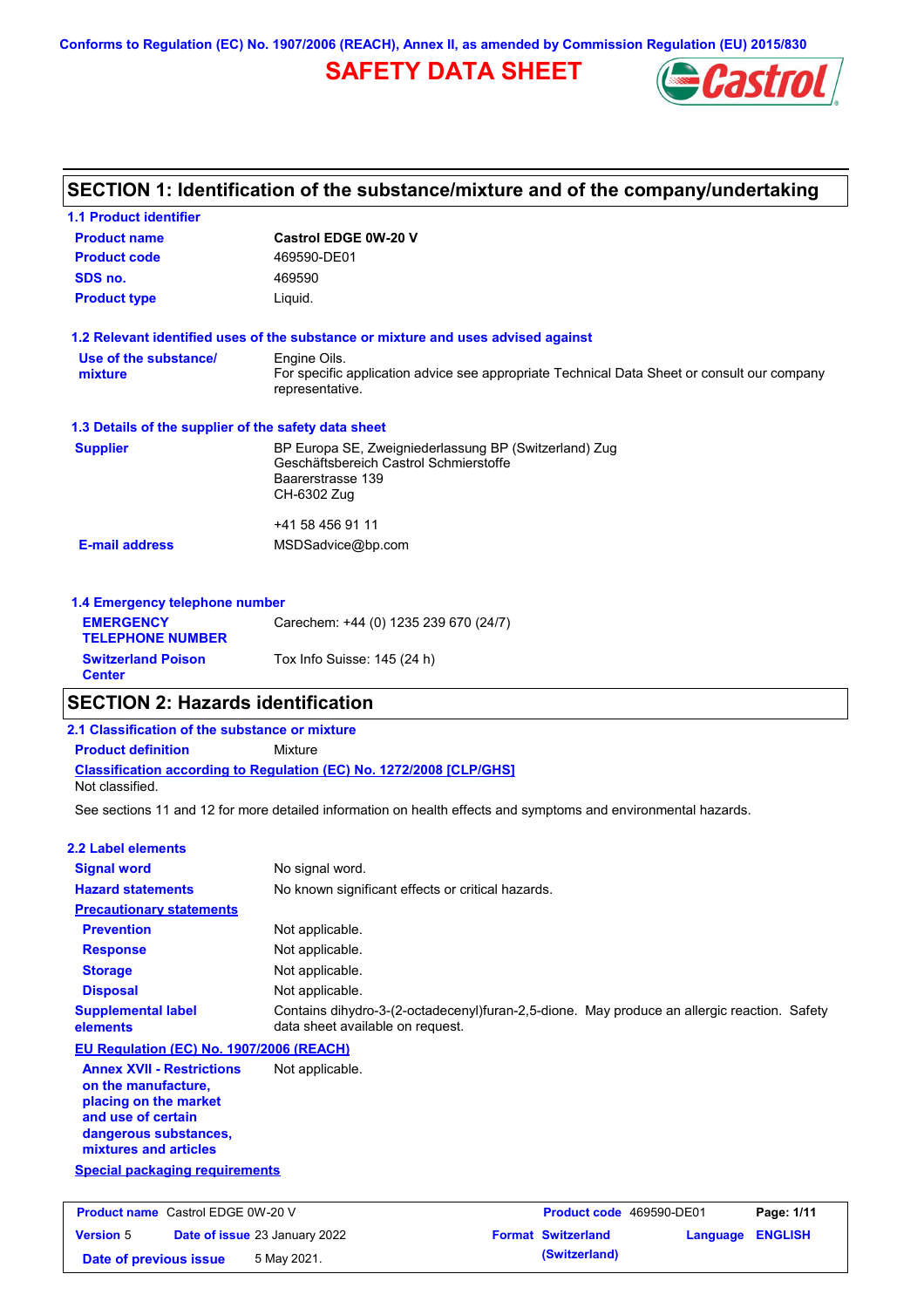Conforms to Regulation (EC) No. 1907/2006 (REACH), Annex II, as amended by Commission Regulation (EU) 2015/830

# SAFETY DATA SHEET

## SECTION 1: Identification of the substance/mixture and of the company/undertaking

### 1.1 Product identifier

| | |
|---|---|
| **Product name** | **Castrol EDGE 0W-20 V** |
| **Product code** | 469590-DE01 |
| **SDS no.** | 469590 |
| **Product type** | Liquid. |

### 1.2 Relevant identified uses of the substance or mixture and uses advised against

| | |
|---|---|
| **Use of the substance/ mixture** | Engine Oils. For specific application advice see appropriate Technical Data Sheet or consult our company representative. |

### 1.3 Details of the supplier of the safety data sheet

| | |
|---|---|
| **Supplier** | BP Europa SE, Zweigniederlassung BP (Switzerland) Zug<br>Geschäftsbereich Castrol Schmierstoffe<br>Baarerstrasse 139<br>CH-6302 Zug<br><br>+41 58 456 91 11 |
| **E-mail address** | MSDSadvice@bp.com |

### 1.4 Emergency telephone number

| | |
|---|---|
| **EMERGENCY TELEPHONE NUMBER** | Carechem: +44 (0) 1235 239 670 (24/7) |
| **Switzerland Poison Center** | Tox Info Suisse: 145 (24 h) |

## SECTION 2: Hazards identification

### 2.1 Classification of the substance or mixture

**Product definition** Mixture

**Classification according to Regulation (EC) No. 1272/2008 [CLP/GHS]**

Not classified.

See sections 11 and 12 for more detailed information on health effects and symptoms and environmental hazards.

### 2.2 Label elements

| | |
|---|---|
| **Signal word** | No signal word. |
| **Hazard statements** | No known significant effects or critical hazards. |
| **Precautionary statements** | |
| **Prevention** | Not applicable. |
| **Response** | Not applicable. |
| **Storage** | Not applicable. |
| **Disposal** | Not applicable. |
| **Supplemental label elements** | Contains dihydro-3-(2-octadecenyl)furan-2,5-dione. May produce an allergic reaction. Safety data sheet available on request. |

**EU Regulation (EC) No. 1907/2006 (REACH)**

| | |
|---|---|
| **Annex XVII - Restrictions on the manufacture, placing on the market and use of certain dangerous substances, mixtures and articles** | Not applicable. |

**Special packaging requirements**

| | | | |
|---|---|---|---|
| **Product name** Castrol EDGE 0W-20 V | | **Product code** 469590-DE01 | |
| **Version** 5 | **Date of issue** 23 January 2022 | **Format** Switzerland (Switzerland) | **Language** ENGLISH |
| **Date of previous issue** | 5 May 2021. | | |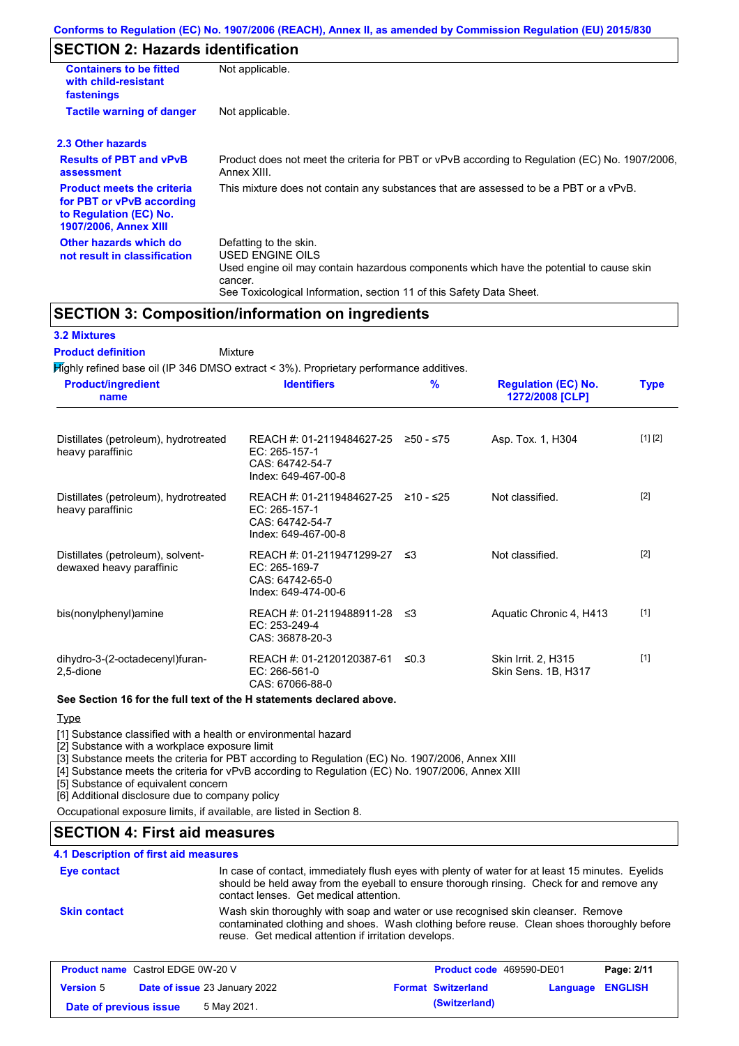Conforms to Regulation (EC) No. 1907/2006 (REACH), Annex II, as amended by Commission Regulation (EU) 2015/830

## SECTION 2: Hazards identification

**Containers to be fitted with child-resistant fastenings**: Not applicable.

**Tactile warning of danger**: Not applicable.

### 2.3 Other hazards

**Results of PBT and vPvB assessment**: Product does not meet the criteria for PBT or vPvB according to Regulation (EC) No. 1907/2006, Annex XIII.

**Product meets the criteria for PBT or vPvB according to Regulation (EC) No. 1907/2006, Annex XIII**: This mixture does not contain any substances that are assessed to be a PBT or a vPvB.

**Other hazards which do not result in classification**: Defatting to the skin.
USED ENGINE OILS
Used engine oil may contain hazardous components which have the potential to cause skin cancer.
See Toxicological Information, section 11 of this Safety Data Sheet.

## SECTION 3: Composition/information on ingredients

### 3.2 Mixtures

**Product definition**: Mixture

Highly refined base oil (IP 346 DMSO extract < 3%). Proprietary performance additives.

| Product/ingredient name | Identifiers | % | Regulation (EC) No. 1272/2008 [CLP] | Type |
|---|---|---|---|---|
| Distillates (petroleum), hydrotreated heavy paraffinic | REACH #: 01-2119484627-25<br>EC: 265-157-1<br>CAS: 64742-54-7<br>Index: 649-467-00-8 | ≥50 - ≤75 | Asp. Tox. 1, H304 | [1] [2] |
| Distillates (petroleum), hydrotreated heavy paraffinic | REACH #: 01-2119484627-25<br>EC: 265-157-1<br>CAS: 64742-54-7<br>Index: 649-467-00-8 | ≥10 - ≤25 | Not classified. | [2] |
| Distillates (petroleum), solvent-dewaxed heavy paraffinic | REACH #: 01-2119471299-27<br>EC: 265-169-7<br>CAS: 64742-65-0<br>Index: 649-474-00-6 | ≤3 | Not classified. | [2] |
| bis(nonylphenyl)amine | REACH #: 01-2119488911-28<br>EC: 253-249-4<br>CAS: 36878-20-3 | ≤3 | Aquatic Chronic 4, H413 | [1] |
| dihydro-3-(2-octadecenyl)furan-2,5-dione | REACH #: 01-2120120387-61<br>EC: 266-561-0<br>CAS: 67066-88-0 | ≤0.3 | Skin Irrit. 2, H315<br>Skin Sens. 1B, H317 | [1] |

**See Section 16 for the full text of the H statements declared above.**

Type

[1] Substance classified with a health or environmental hazard
[2] Substance with a workplace exposure limit
[3] Substance meets the criteria for PBT according to Regulation (EC) No. 1907/2006, Annex XIII
[4] Substance meets the criteria for vPvB according to Regulation (EC) No. 1907/2006, Annex XIII
[5] Substance of equivalent concern
[6] Additional disclosure due to company policy

Occupational exposure limits, if available, are listed in Section 8.

## SECTION 4: First aid measures

### 4.1 Description of first aid measures

**Eye contact**: In case of contact, immediately flush eyes with plenty of water for at least 15 minutes. Eyelids should be held away from the eyeball to ensure thorough rinsing. Check for and remove any contact lenses. Get medical attention.

**Skin contact**: Wash skin thoroughly with soap and water or use recognised skin cleanser. Remove contaminated clothing and shoes. Wash clothing before reuse. Clean shoes thoroughly before reuse. Get medical attention if irritation develops.

| Product name | Castrol EDGE 0W-20 V | Product code | 469590-DE01 | Page: 2/11 |
|---|---|---|---|---|
| Version | 5 | Date of issue 23 January 2022 | Format Switzerland (Switzerland) | Language ENGLISH |
| Date of previous issue | 5 May 2021. | | | |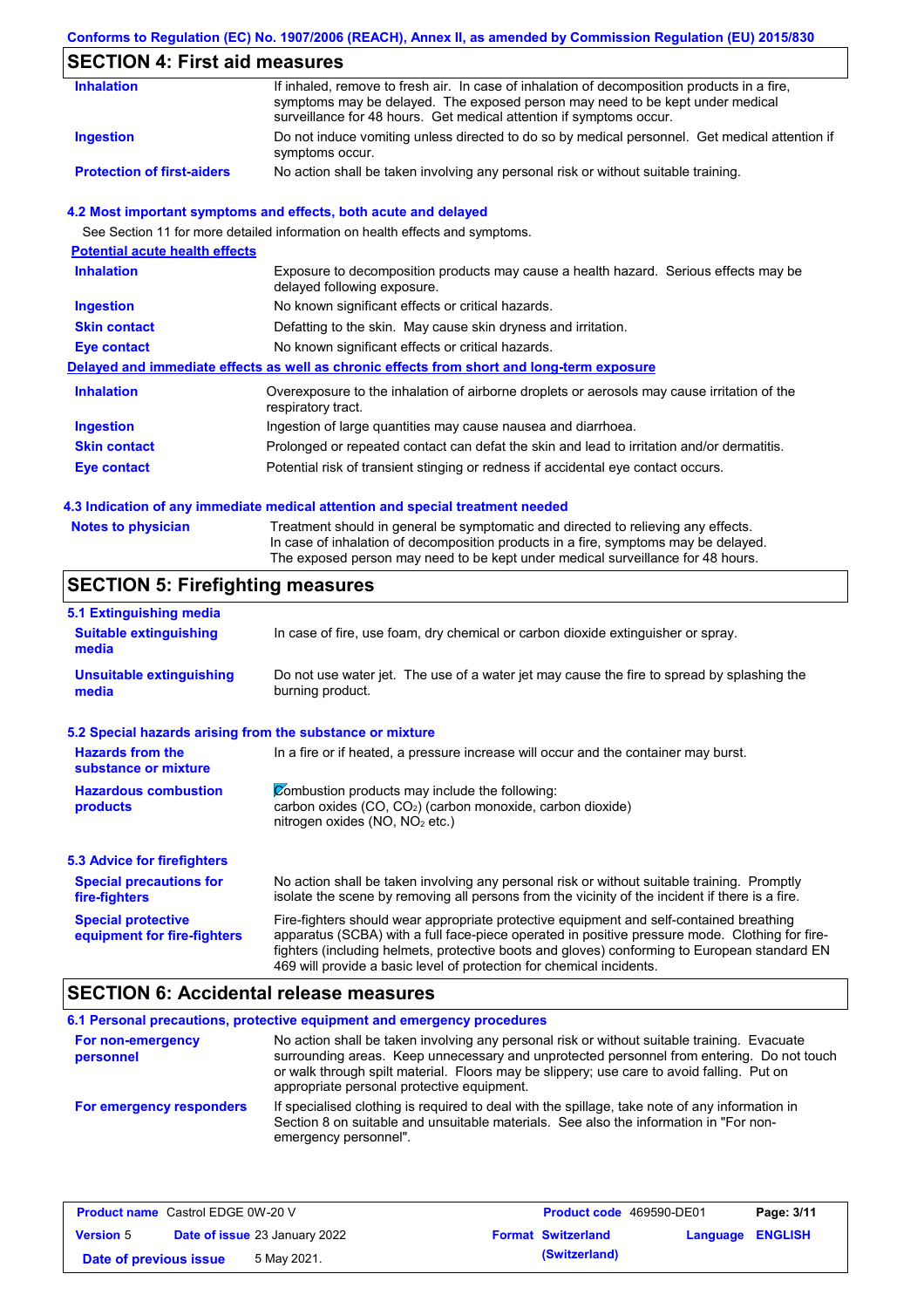## SECTION 4: First aid measures

| | |
|---|---|
| **Inhalation** | If inhaled, remove to fresh air. In case of inhalation of decomposition products in a fire, symptoms may be delayed. The exposed person may need to be kept under medical surveillance for 48 hours. Get medical attention if symptoms occur. |
| **Ingestion** | Do not induce vomiting unless directed to do so by medical personnel. Get medical attention if symptoms occur. |
| **Protection of first-aiders** | No action shall be taken involving any personal risk or without suitable training. |

### 4.2 Most important symptoms and effects, both acute and delayed

See Section 11 for more detailed information on health effects and symptoms.

**Potential acute health effects**

| | |
|---|---|
| **Inhalation** | Exposure to decomposition products may cause a health hazard. Serious effects may be delayed following exposure. |
| **Ingestion** | No known significant effects or critical hazards. |
| **Skin contact** | Defatting to the skin. May cause skin dryness and irritation. |
| **Eye contact** | No known significant effects or critical hazards. |

**Delayed and immediate effects as well as chronic effects from short and long-term exposure**

| | |
|---|---|
| **Inhalation** | Overexposure to the inhalation of airborne droplets or aerosols may cause irritation of the respiratory tract. |
| **Ingestion** | Ingestion of large quantities may cause nausea and diarrhoea. |
| **Skin contact** | Prolonged or repeated contact can defat the skin and lead to irritation and/or dermatitis. |
| **Eye contact** | Potential risk of transient stinging or redness if accidental eye contact occurs. |

### 4.3 Indication of any immediate medical attention and special treatment needed

| | |
|---|---|
| **Notes to physician** | Treatment should in general be symptomatic and directed to relieving any effects. In case of inhalation of decomposition products in a fire, symptoms may be delayed. The exposed person may need to be kept under medical surveillance for 48 hours. |

## SECTION 5: Firefighting measures

### 5.1 Extinguishing media

| | |
|---|---|
| **Suitable extinguishing media** | In case of fire, use foam, dry chemical or carbon dioxide extinguisher or spray. |
| **Unsuitable extinguishing media** | Do not use water jet. The use of a water jet may cause the fire to spread by splashing the burning product. |

### 5.2 Special hazards arising from the substance or mixture

| | |
|---|---|
| **Hazards from the substance or mixture** | In a fire or if heated, a pressure increase will occur and the container may burst. |
| **Hazardous combustion products** | Combustion products may include the following: carbon oxides (CO, $CO_2$) (carbon monoxide, carbon dioxide) nitrogen oxides (NO, $NO_2$ etc.) |

### 5.3 Advice for firefighters

| | |
|---|---|
| **Special precautions for fire-fighters** | No action shall be taken involving any personal risk or without suitable training. Promptly isolate the scene by removing all persons from the vicinity of the incident if there is a fire. |
| **Special protective equipment for fire-fighters** | Fire-fighters should wear appropriate protective equipment and self-contained breathing apparatus (SCBA) with a full face-piece operated in positive pressure mode. Clothing for fire-fighters (including helmets, protective boots and gloves) conforming to European standard EN 469 will provide a basic level of protection for chemical incidents. |

## SECTION 6: Accidental release measures

### 6.1 Personal precautions, protective equipment and emergency procedures

| | |
|---|---|
| **For non-emergency personnel** | No action shall be taken involving any personal risk or without suitable training. Evacuate surrounding areas. Keep unnecessary and unprotected personnel from entering. Do not touch or walk through spilt material. Floors may be slippery; use care to avoid falling. Put on appropriate personal protective equipment. |
| **For emergency responders** | If specialised clothing is required to deal with the spillage, take note of any information in Section 8 on suitable and unsuitable materials. See also the information in "For non-emergency personnel". |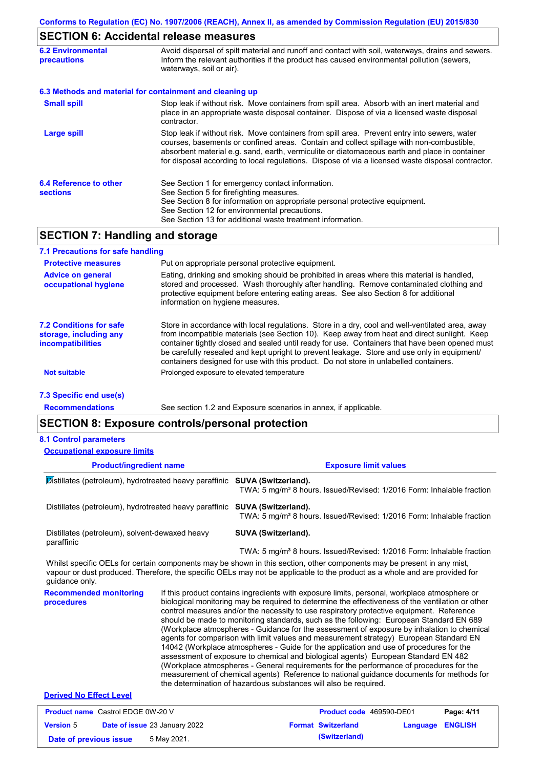Conforms to Regulation (EC) No. 1907/2006 (REACH), Annex II, as amended by Commission Regulation (EU) 2015/830

## SECTION 6: Accidental release measures

**6.2 Environmental precautions**

Avoid dispersal of spilt material and runoff and contact with soil, waterways, drains and sewers. Inform the relevant authorities if the product has caused environmental pollution (sewers, waterways, soil or air).

**6.3 Methods and material for containment and cleaning up**

**Small spill**

Stop leak if without risk. Move containers from spill area. Absorb with an inert material and place in an appropriate waste disposal container. Dispose of via a licensed waste disposal contractor.

**Large spill**

Stop leak if without risk. Move containers from spill area. Prevent entry into sewers, water courses, basements or confined areas. Contain and collect spillage with non-combustible, absorbent material e.g. sand, earth, vermiculite or diatomaceous earth and place in container for disposal according to local regulations. Dispose of via a licensed waste disposal contractor.

**6.4 Reference to other sections**

See Section 1 for emergency contact information.
See Section 5 for firefighting measures.
See Section 8 for information on appropriate personal protective equipment.
See Section 12 for environmental precautions.
See Section 13 for additional waste treatment information.

## SECTION 7: Handling and storage

**7.1 Precautions for safe handling**

**Protective measures**

Put on appropriate personal protective equipment.

**Advice on general occupational hygiene**

Eating, drinking and smoking should be prohibited in areas where this material is handled, stored and processed. Wash thoroughly after handling. Remove contaminated clothing and protective equipment before entering eating areas. See also Section 8 for additional information on hygiene measures.

**7.2 Conditions for safe storage, including any incompatibilities**

Store in accordance with local regulations. Store in a dry, cool and well-ventilated area, away from incompatible materials (see Section 10). Keep away from heat and direct sunlight. Keep container tightly closed and sealed until ready for use. Containers that have been opened must be carefully resealed and kept upright to prevent leakage. Store and use only in equipment/ containers designed for use with this product. Do not store in unlabelled containers.

**Not suitable**

Prolonged exposure to elevated temperature

**7.3 Specific end use(s)**

**Recommendations**

See section 1.2 and Exposure scenarios in annex, if applicable.

## SECTION 8: Exposure controls/personal protection

**8.1 Control parameters**

**Occupational exposure limits**

| Product/ingredient name | Exposure limit values |
|---|---|
| Distillates (petroleum), hydrotreated heavy paraffinic | **SUVA (Switzerland).** TWA: 5 mg/m³ 8 hours. Issued/Revised: 1/2016 Form: Inhalable fraction |
| Distillates (petroleum), hydrotreated heavy paraffinic | **SUVA (Switzerland).** TWA: 5 mg/m³ 8 hours. Issued/Revised: 1/2016 Form: Inhalable fraction |
| Distillates (petroleum), solvent-dewaxed heavy paraffinic | **SUVA (Switzerland).** TWA: 5 mg/m³ 8 hours. Issued/Revised: 1/2016 Form: Inhalable fraction |

Whilst specific OELs for certain components may be shown in this section, other components may be present in any mist, vapour or dust produced. Therefore, the specific OELs may not be applicable to the product as a whole and are provided for guidance only.

**Recommended monitoring procedures**

If this product contains ingredients with exposure limits, personal, workplace atmosphere or biological monitoring may be required to determine the effectiveness of the ventilation or other control measures and/or the necessity to use respiratory protective equipment. Reference should be made to monitoring standards, such as the following: European Standard EN 689 (Workplace atmospheres - Guidance for the assessment of exposure by inhalation to chemical agents for comparison with limit values and measurement strategy) European Standard EN 14042 (Workplace atmospheres - Guide for the application and use of procedures for the assessment of exposure to chemical and biological agents) European Standard EN 482 (Workplace atmospheres - General requirements for the performance of procedures for the measurement of chemical agents) Reference to national guidance documents for methods for the determination of hazardous substances will also be required.

**Derived No Effect Level**

| Product name | Castrol EDGE 0W-20 V | Product code | 469590-DE01 |
|---|---|---|---|
| Version | 5 | Date of issue | 23 January 2022 |
| Format | Switzerland (Switzerland) | Language | ENGLISH |
| Date of previous issue | 5 May 2021. | | |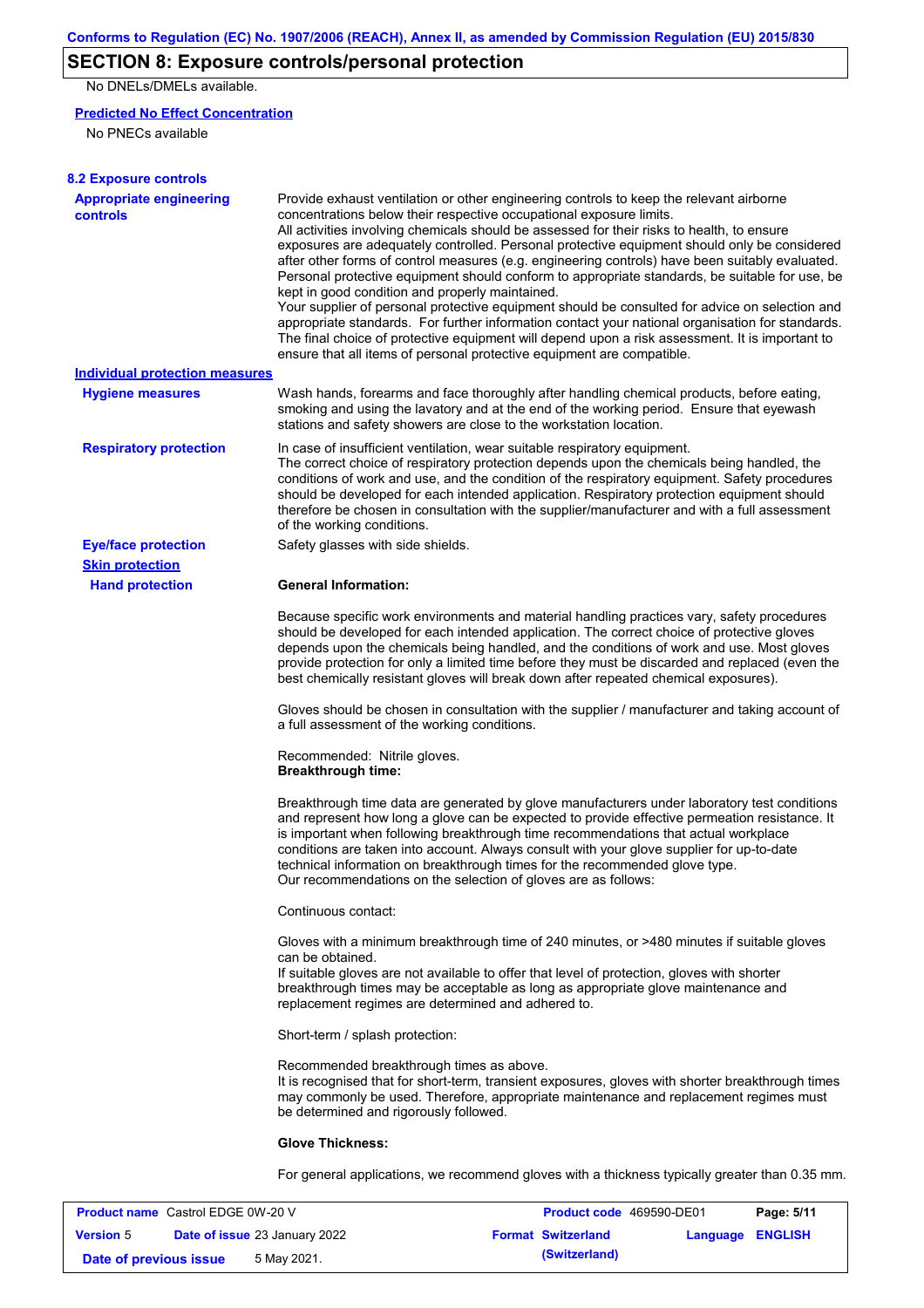## SECTION 8: Exposure controls/personal protection

No DNELs/DMELs available.

**Predicted No Effect Concentration**

No PNECs available

### 8.2 Exposure controls

**Appropriate engineering controls**

Provide exhaust ventilation or other engineering controls to keep the relevant airborne concentrations below their respective occupational exposure limits.
All activities involving chemicals should be assessed for their risks to health, to ensure exposures are adequately controlled. Personal protective equipment should only be considered after other forms of control measures (e.g. engineering controls) have been suitably evaluated. Personal protective equipment should conform to appropriate standards, be suitable for use, be kept in good condition and properly maintained.
Your supplier of personal protective equipment should be consulted for advice on selection and appropriate standards. For further information contact your national organisation for standards. The final choice of protective equipment will depend upon a risk assessment. It is important to ensure that all items of personal protective equipment are compatible.

**Individual protection measures**

**Hygiene measures**

Wash hands, forearms and face thoroughly after handling chemical products, before eating, smoking and using the lavatory and at the end of the working period. Ensure that eyewash stations and safety showers are close to the workstation location.

**Respiratory protection**

In case of insufficient ventilation, wear suitable respiratory equipment.
The correct choice of respiratory protection depends upon the chemicals being handled, the conditions of work and use, and the condition of the respiratory equipment. Safety procedures should be developed for each intended application. Respiratory protection equipment should therefore be chosen in consultation with the supplier/manufacturer and with a full assessment of the working conditions.

**Eye/face protection**

Safety glasses with side shields.

**Skin protection**

**Hand protection**

**General Information:**

Because specific work environments and material handling practices vary, safety procedures should be developed for each intended application. The correct choice of protective gloves depends upon the chemicals being handled, and the conditions of work and use. Most gloves provide protection for only a limited time before they must be discarded and replaced (even the best chemically resistant gloves will break down after repeated chemical exposures).

Gloves should be chosen in consultation with the supplier / manufacturer and taking account of a full assessment of the working conditions.

Recommended: Nitrile gloves.
**Breakthrough time:**

Breakthrough time data are generated by glove manufacturers under laboratory test conditions and represent how long a glove can be expected to provide effective permeation resistance. It is important when following breakthrough time recommendations that actual workplace conditions are taken into account. Always consult with your glove supplier for up-to-date technical information on breakthrough times for the recommended glove type.
Our recommendations on the selection of gloves are as follows:

Continuous contact:

Gloves with a minimum breakthrough time of 240 minutes, or >480 minutes if suitable gloves can be obtained.
If suitable gloves are not available to offer that level of protection, gloves with shorter breakthrough times may be acceptable as long as appropriate glove maintenance and replacement regimes are determined and adhered to.

Short-term / splash protection:

Recommended breakthrough times as above.
It is recognised that for short-term, transient exposures, gloves with shorter breakthrough times may commonly be used. Therefore, appropriate maintenance and replacement regimes must be determined and rigorously followed.

**Glove Thickness:**

For general applications, we recommend gloves with a thickness typically greater than 0.35 mm.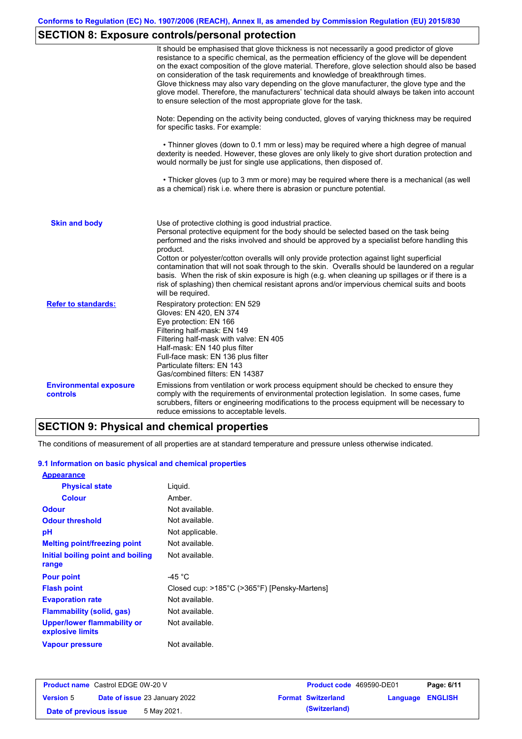## SECTION 8: Exposure controls/personal protection

It should be emphasised that glove thickness is not necessarily a good predictor of glove resistance to a specific chemical, as the permeation efficiency of the glove will be dependent on the exact composition of the glove material. Therefore, glove selection should also be based on consideration of the task requirements and knowledge of breakthrough times.
Glove thickness may also vary depending on the glove manufacturer, the glove type and the glove model. Therefore, the manufacturers' technical data should always be taken into account to ensure selection of the most appropriate glove for the task.

Note: Depending on the activity being conducted, gloves of varying thickness may be required for specific tasks. For example:

• Thinner gloves (down to 0.1 mm or less) may be required where a high degree of manual dexterity is needed. However, these gloves are only likely to give short duration protection and would normally be just for single use applications, then disposed of.

• Thicker gloves (up to 3 mm or more) may be required where there is a mechanical (as well as a chemical) risk i.e. where there is abrasion or puncture potential.

**Skin and body**

Use of protective clothing is good industrial practice.
Personal protective equipment for the body should be selected based on the task being performed and the risks involved and should be approved by a specialist before handling this product.
Cotton or polyester/cotton overalls will only provide protection against light superficial contamination that will not soak through to the skin. Overalls should be laundered on a regular basis. When the risk of skin exposure is high (e.g. when cleaning up spillages or if there is a risk of splashing) then chemical resistant aprons and/or impervious chemical suits and boots will be required.

**Refer to standards:**

Respiratory protection: EN 529
Gloves: EN 420, EN 374
Eye protection: EN 166
Filtering half-mask: EN 149
Filtering half-mask with valve: EN 405
Half-mask: EN 140 plus filter
Full-face mask: EN 136 plus filter
Particulate filters: EN 143
Gas/combined filters: EN 14387

**Environmental exposure controls**

Emissions from ventilation or work process equipment should be checked to ensure they comply with the requirements of environmental protection legislation. In some cases, fume scrubbers, filters or engineering modifications to the process equipment will be necessary to reduce emissions to acceptable levels.

## SECTION 9: Physical and chemical properties

The conditions of measurement of all properties are at standard temperature and pressure unless otherwise indicated.

### 9.1 Information on basic physical and chemical properties

**Appearance**

| | |
|---|---|
| **Physical state** | Liquid. |
| **Colour** | Amber. |
| **Odour** | Not available. |
| **Odour threshold** | Not available. |
| **pH** | Not applicable. |
| **Melting point/freezing point** | Not available. |
| **Initial boiling point and boiling range** | Not available. |
| **Pour point** | -45 °C |
| **Flash point** | Closed cup: >185°C (>365°F) [Pensky-Martens] |
| **Evaporation rate** | Not available. |
| **Flammability (solid, gas)** | Not available. |
| **Upper/lower flammability or explosive limits** | Not available. |
| **Vapour pressure** | Not available. |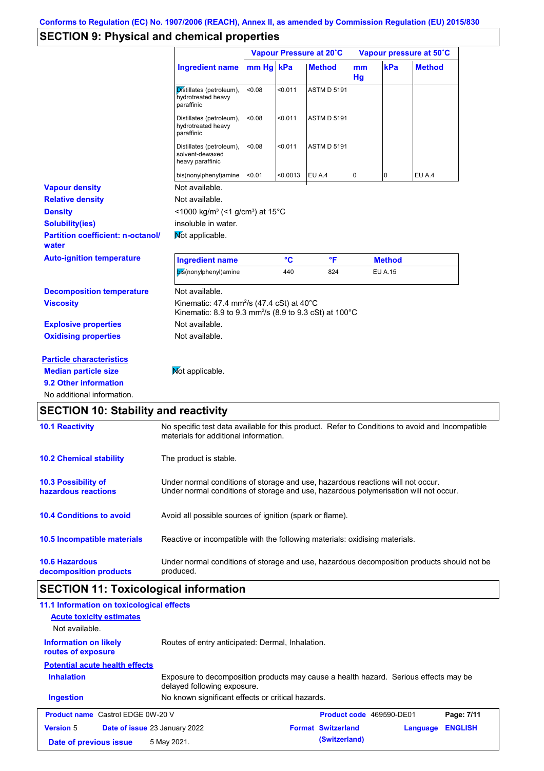Conforms to Regulation (EC) No. 1907/2006 (REACH), Annex II, as amended by Commission Regulation (EU) 2015/830

## SECTION 9: Physical and chemical properties

| Ingredient name | Vapour Pressure at 20˚C | | | Vapour pressure at 50˚C | | |
|---|---|---|---|---|---|---|
| | mm Hg | kPa | Method | mm Hg | kPa | Method |
| Distillates (petroleum), hydrotreated heavy paraffinic | <0.08 | <0.011 | ASTM D 5191 | | | |
| Distillates (petroleum), hydrotreated heavy paraffinic | <0.08 | <0.011 | ASTM D 5191 | | | |
| Distillates (petroleum), solvent-dewaxed heavy paraffinic | <0.08 | <0.011 | ASTM D 5191 | | | |
| bis(nonylphenyl)amine | <0.01 | <0.0013 | EU A.4 | 0 | 0 | EU A.4 |

**Vapour density**: Not available.

**Relative density**: Not available.

**Density**: <1000 kg/m³ (<1 g/cm³) at 15°C

**Solubility(ies)**: insoluble in water.

**Partition coefficient: n-octanol/ water**: Not applicable.

**Auto-ignition temperature**

| Ingredient name | °C | °F | Method |
|---|---|---|---|
| bis(nonylphenyl)amine | 440 | 824 | EU A.15 |

**Decomposition temperature**: Not available.

**Viscosity**: Kinematic: 47.4 mm²/s (47.4 cSt) at 40°C
Kinematic: 8.9 to 9.3 mm²/s (8.9 to 9.3 cSt) at 100°C

**Explosive properties**: Not available.

**Oxidising properties**: Not available.

**Particle characteristics**

**Median particle size**: Not applicable.

**9.2 Other information**

No additional information.

## SECTION 10: Stability and reactivity

**10.1 Reactivity**: No specific test data available for this product. Refer to Conditions to avoid and Incompatible materials for additional information.

**10.2 Chemical stability**: The product is stable.

**10.3 Possibility of hazardous reactions**: Under normal conditions of storage and use, hazardous reactions will not occur.
Under normal conditions of storage and use, hazardous polymerisation will not occur.

**10.4 Conditions to avoid**: Avoid all possible sources of ignition (spark or flame).

**10.5 Incompatible materials**: Reactive or incompatible with the following materials: oxidising materials.

**10.6 Hazardous decomposition products**: Under normal conditions of storage and use, hazardous decomposition products should not be produced.

## SECTION 11: Toxicological information

**11.1 Information on toxicological effects**

**Acute toxicity estimates**

Not available.

**Information on likely routes of exposure**: Routes of entry anticipated: Dermal, Inhalation.

**Potential acute health effects**

**Inhalation**: Exposure to decomposition products may cause a health hazard. Serious effects may be delayed following exposure.

**Ingestion**: No known significant effects or critical hazards.

| Product name | Castrol EDGE 0W-20 V | Product code | 469590-DE01 |
|---|---|---|---|
| Version | 5 | Date of issue | 23 January 2022 |
| Format | Switzerland (Switzerland) | Language | ENGLISH |
| Date of previous issue | 5 May 2021. | | |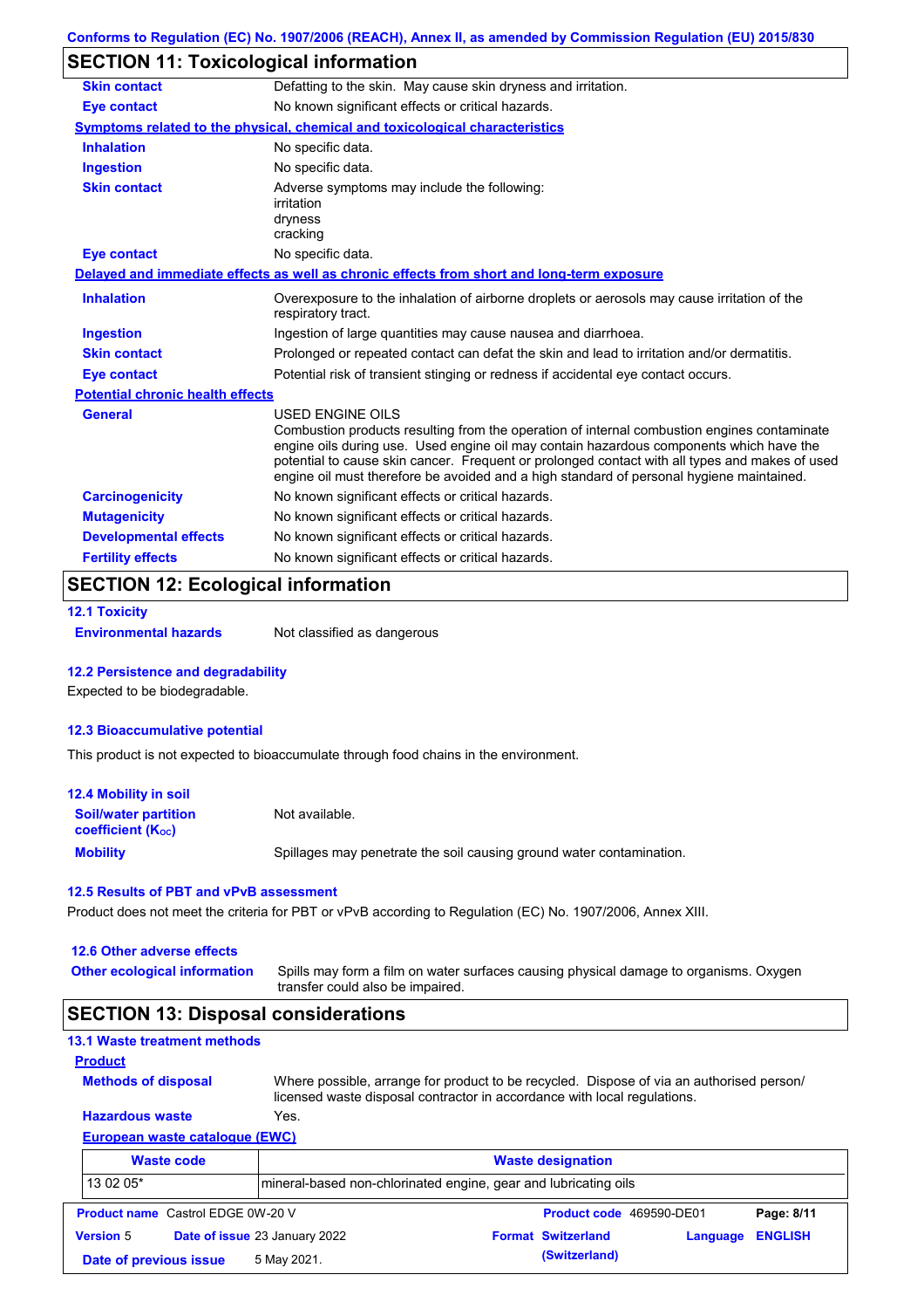Conforms to Regulation (EC) No. 1907/2006 (REACH), Annex II, as amended by Commission Regulation (EU) 2015/830

## SECTION 11: Toxicological information

**Skin contact** Defatting to the skin. May cause skin dryness and irritation.

**Eye contact** No known significant effects or critical hazards.

**Symptoms related to the physical, chemical and toxicological characteristics**

**Inhalation** No specific data.

**Ingestion** No specific data.

**Skin contact** Adverse symptoms may include the following:
irritation
dryness
cracking

**Eye contact** No specific data.

**Delayed and immediate effects as well as chronic effects from short and long-term exposure**

**Inhalation** Overexposure to the inhalation of airborne droplets or aerosols may cause irritation of the respiratory tract.

**Ingestion** Ingestion of large quantities may cause nausea and diarrhoea.

**Skin contact** Prolonged or repeated contact can defat the skin and lead to irritation and/or dermatitis.

**Eye contact** Potential risk of transient stinging or redness if accidental eye contact occurs.

**Potential chronic health effects**

**General** USED ENGINE OILS
Combustion products resulting from the operation of internal combustion engines contaminate engine oils during use. Used engine oil may contain hazardous components which have the potential to cause skin cancer. Frequent or prolonged contact with all types and makes of used engine oil must therefore be avoided and a high standard of personal hygiene maintained.

**Carcinogenicity** No known significant effects or critical hazards.

**Mutagenicity** No known significant effects or critical hazards.

**Developmental effects** No known significant effects or critical hazards.

**Fertility effects** No known significant effects or critical hazards.

## SECTION 12: Ecological information

### 12.1 Toxicity

**Environmental hazards** Not classified as dangerous

### 12.2 Persistence and degradability

Expected to be biodegradable.

### 12.3 Bioaccumulative potential

This product is not expected to bioaccumulate through food chains in the environment.

### 12.4 Mobility in soil

**Soil/water partition coefficient ($K_{OC}$)** Not available.

**Mobility** Spillages may penetrate the soil causing ground water contamination.

### 12.5 Results of PBT and vPvB assessment

Product does not meet the criteria for PBT or vPvB according to Regulation (EC) No. 1907/2006, Annex XIII.

### 12.6 Other adverse effects

**Other ecological information** Spills may form a film on water surfaces causing physical damage to organisms. Oxygen transfer could also be impaired.

## SECTION 13: Disposal considerations

### 13.1 Waste treatment methods

**Product**

**Methods of disposal** Where possible, arrange for product to be recycled. Dispose of via an authorised person/ licensed waste disposal contractor in accordance with local regulations.

**Hazardous waste** Yes.

**European waste catalogue (EWC)**

| Waste code | Waste designation |
|---|---|
| 13 02 05* | mineral-based non-chlorinated engine, gear and lubricating oils |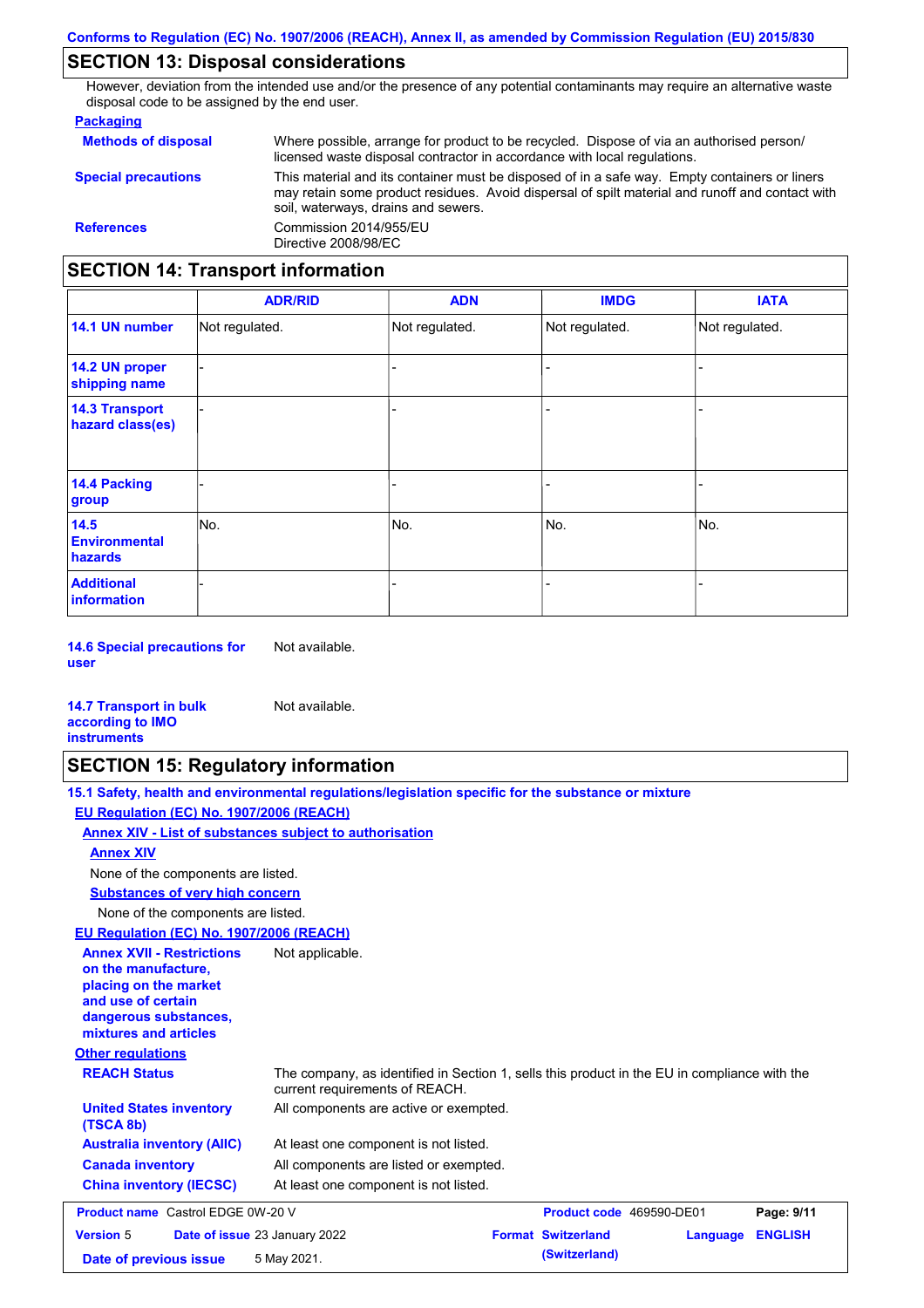## SECTION 13: Disposal considerations

However, deviation from the intended use and/or the presence of any potential contaminants may require an alternative waste disposal code to be assigned by the end user.

**Packaging**

**Methods of disposal** Where possible, arrange for product to be recycled. Dispose of via an authorised person/ licensed waste disposal contractor in accordance with local regulations.

**Special precautions** This material and its container must be disposed of in a safe way. Empty containers or liners may retain some product residues. Avoid dispersal of spilt material and runoff and contact with soil, waterways, drains and sewers.

**References** Commission 2014/955/EU
Directive 2008/98/EC

## SECTION 14: Transport information

| | ADR/RID | ADN | IMDG | IATA |
|---|---|---|---|---|
| **14.1 UN number** | Not regulated. | Not regulated. | Not regulated. | Not regulated. |
| **14.2 UN proper shipping name** | - | - | - | - |
| **14.3 Transport hazard class(es)** | - | - | - | - |
| **14.4 Packing group** | - | - | - | - |
| **14.5 Environmental hazards** | No. | No. | No. | No. |
| **Additional information** | - | - | - | - |

**14.6 Special precautions for user** Not available.

**14.7 Transport in bulk according to IMO instruments** Not available.

## SECTION 15: Regulatory information

**15.1 Safety, health and environmental regulations/legislation specific for the substance or mixture**

**EU Regulation (EC) No. 1907/2006 (REACH)**

**Annex XIV - List of substances subject to authorisation**

**Annex XIV**

None of the components are listed.

**Substances of very high concern**

None of the components are listed.

**EU Regulation (EC) No. 1907/2006 (REACH)**

**Annex XVII - Restrictions on the manufacture, placing on the market and use of certain dangerous substances, mixtures and articles** Not applicable.

**Other regulations**

**REACH Status** The company, as identified in Section 1, sells this product in the EU in compliance with the current requirements of REACH.

**United States inventory (TSCA 8b)** All components are active or exempted.

**Australia inventory (AIIC)** At least one component is not listed.

**Canada inventory** All components are listed or exempted.

**China inventory (IECSC)** At least one component is not listed.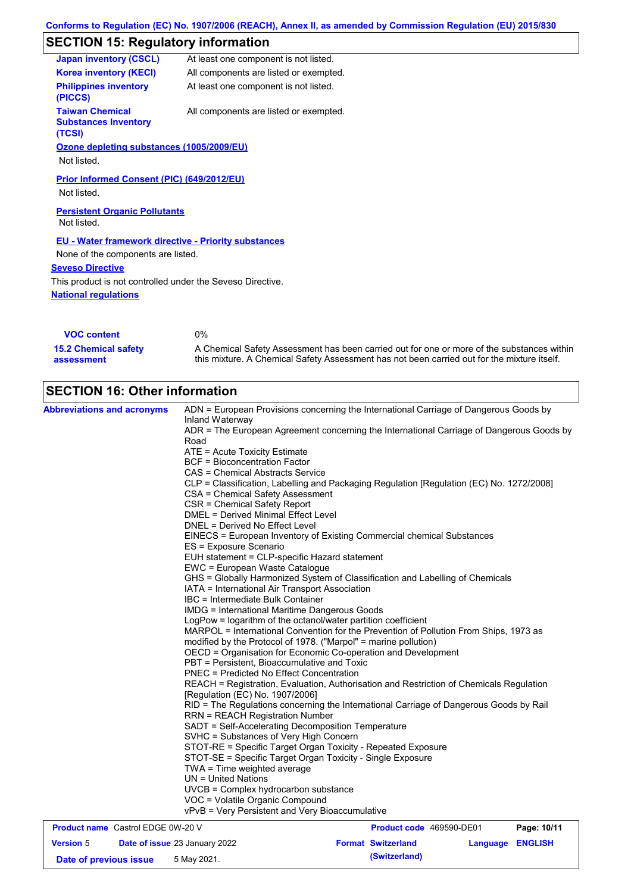## SECTION 15: Regulatory information

| | |
|---|---|
| **Japan inventory (CSCL)** | At least one component is not listed. |
| **Korea inventory (KECI)** | All components are listed or exempted. |
| **Philippines inventory (PICCS)** | At least one component is not listed. |
| **Taiwan Chemical Substances Inventory (TCSI)** | All components are listed or exempted. |

**Ozone depleting substances (1005/2009/EU)**

Not listed.

**Prior Informed Consent (PIC) (649/2012/EU)**

Not listed.

**Persistent Organic Pollutants**

Not listed.

**EU - Water framework directive - Priority substances**

None of the components are listed.

**Seveso Directive**

This product is not controlled under the Seveso Directive.

**National regulations**

| | |
|---|---|
| **VOC content** | 0% |
| **15.2 Chemical safety assessment** | A Chemical Safety Assessment has been carried out for one or more of the substances within this mixture. A Chemical Safety Assessment has not been carried out for the mixture itself. |

## SECTION 16: Other information

**Abbreviations and acronyms**

ADN = European Provisions concerning the International Carriage of Dangerous Goods by Inland Waterway
ADR = The European Agreement concerning the International Carriage of Dangerous Goods by Road
ATE = Acute Toxicity Estimate
BCF = Bioconcentration Factor
CAS = Chemical Abstracts Service
CLP = Classification, Labelling and Packaging Regulation [Regulation (EC) No. 1272/2008]
CSA = Chemical Safety Assessment
CSR = Chemical Safety Report
DMEL = Derived Minimal Effect Level
DNEL = Derived No Effect Level
EINECS = European Inventory of Existing Commercial chemical Substances
ES = Exposure Scenario
EUH statement = CLP-specific Hazard statement
EWC = European Waste Catalogue
GHS = Globally Harmonized System of Classification and Labelling of Chemicals
IATA = International Air Transport Association
IBC = Intermediate Bulk Container
IMDG = International Maritime Dangerous Goods
LogPow = logarithm of the octanol/water partition coefficient
MARPOL = International Convention for the Prevention of Pollution From Ships, 1973 as modified by the Protocol of 1978. ("Marpol" = marine pollution)
OECD = Organisation for Economic Co-operation and Development
PBT = Persistent, Bioaccumulative and Toxic
PNEC = Predicted No Effect Concentration
REACH = Registration, Evaluation, Authorisation and Restriction of Chemicals Regulation [Regulation (EC) No. 1907/2006]
RID = The Regulations concerning the International Carriage of Dangerous Goods by Rail
RRN = REACH Registration Number
SADT = Self-Accelerating Decomposition Temperature
SVHC = Substances of Very High Concern
STOT-RE = Specific Target Organ Toxicity - Repeated Exposure
STOT-SE = Specific Target Organ Toxicity - Single Exposure
TWA = Time weighted average
UN = United Nations
UVCB = Complex hydrocarbon substance
VOC = Volatile Organic Compound
vPvB = Very Persistent and Very Bioaccumulative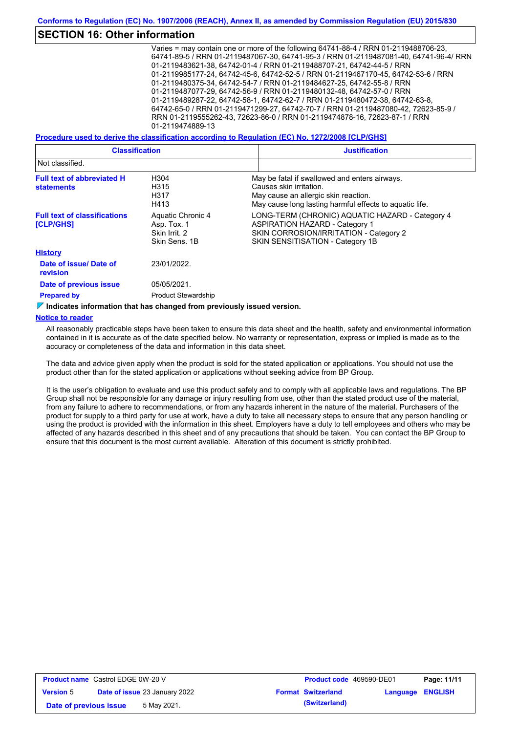## SECTION 16: Other information

Varies = may contain one or more of the following 64741-88-4 / RRN 01-2119488706-23, 64741-89-5 / RRN 01-2119487067-30, 64741-95-3 / RRN 01-2119487081-40, 64741-96-4/ RRN 01-2119483621-38, 64742-01-4 / RRN 01-2119488707-21, 64742-44-5 / RRN 01-2119985177-24, 64742-45-6, 64742-52-5 / RRN 01-2119467170-45, 64742-53-6 / RRN 01-2119480375-34, 64742-54-7 / RRN 01-2119484627-25, 64742-55-8 / RRN 01-2119487077-29, 64742-56-9 / RRN 01-2119480132-48, 64742-57-0 / RRN 01-2119489287-22, 64742-58-1, 64742-62-7 / RRN 01-2119480472-38, 64742-63-8, 64742-65-0 / RRN 01-2119471299-27, 64742-70-7 / RRN 01-2119487080-42, 72623-85-9 / RRN 01-2119555262-43, 72623-86-0 / RRN 01-2119474878-16, 72623-87-1 / RRN 01-2119474889-13

**Procedure used to derive the classification according to Regulation (EC) No. 1272/2008 [CLP/GHS]**

| Classification | Justification |
|---|---|
| Not classified. | |

**Full text of abbreviated H statements**

| | | |
|---|---|---|
| H304 | May be fatal if swallowed and enters airways. |
| H315 | Causes skin irritation. |
| H317 | May cause an allergic skin reaction. |
| H413 | May cause long lasting harmful effects to aquatic life. |

**Full text of classifications [CLP/GHS]**

| | |
|---|---|
| Aquatic Chronic 4 | LONG-TERM (CHRONIC) AQUATIC HAZARD - Category 4 |
| Asp. Tox. 1 | ASPIRATION HAZARD - Category 1 |
| Skin Irrit. 2 | SKIN CORROSION/IRRITATION - Category 2 |
| Skin Sens. 1B | SKIN SENSITISATION - Category 1B |

**History**

**Date of issue/ Date of revision** 23/01/2022.

**Date of previous issue** 05/05/2021.

**Prepared by** Product Stewardship

**Indicates information that has changed from previously issued version.**

**Notice to reader**

All reasonably practicable steps have been taken to ensure this data sheet and the health, safety and environmental information contained in it is accurate as of the date specified below. No warranty or representation, express or implied is made as to the accuracy or completeness of the data and information in this data sheet.

The data and advice given apply when the product is sold for the stated application or applications. You should not use the product other than for the stated application or applications without seeking advice from BP Group.

It is the user's obligation to evaluate and use this product safely and to comply with all applicable laws and regulations. The BP Group shall not be responsible for any damage or injury resulting from use, other than the stated product use of the material, from any failure to adhere to recommendations, or from any hazards inherent in the nature of the material. Purchasers of the product for supply to a third party for use at work, have a duty to take all necessary steps to ensure that any person handling or using the product is provided with the information in this sheet. Employers have a duty to tell employees and others who may be affected of any hazards described in this sheet and of any precautions that should be taken. You can contact the BP Group to ensure that this document is the most current available. Alteration of this document is strictly prohibited.